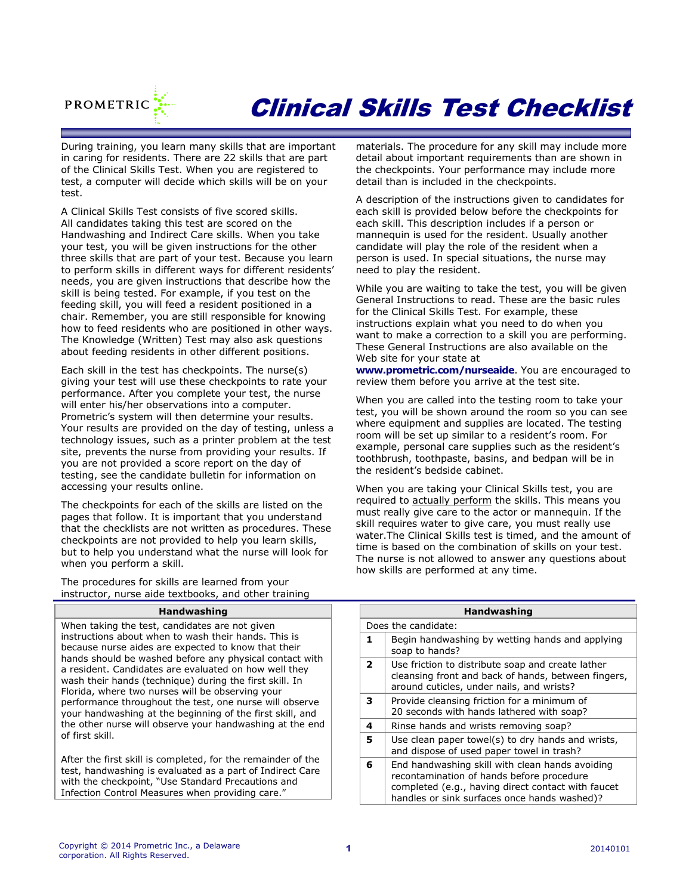PROMETRIC

# Clinical Skills Test Checklist

During training, you learn many skills that are important in caring for residents. There are 22 skills that are part of the Clinical Skills Test. When you are registered to test, a computer will decide which skills will be on your test.

A Clinical Skills Test consists of five scored skills. All candidates taking this test are scored on the Handwashing and Indirect Care skills. When you take your test, you will be given instructions for the other three skills that are part of your test. Because you learn to perform skills in different ways for different residents' needs, you are given instructions that describe how the skill is being tested. For example, if you test on the feeding skill, you will feed a resident positioned in a chair. Remember, you are still responsible for knowing how to feed residents who are positioned in other ways. The Knowledge (Written) Test may also ask questions about feeding residents in other different positions.

Each skill in the test has checkpoints. The nurse(s) giving your test will use these checkpoints to rate your performance. After you complete your test, the nurse will enter his/her observations into a computer. Prometric's system will then determine your results. Your results are provided on the day of testing, unless a technology issues, such as a printer problem at the test site, prevents the nurse from providing your results. If you are not provided a score report on the day of testing, see the candidate bulletin for information on accessing your results online.

The checkpoints for each of the skills are listed on the pages that follow. It is important that you understand that the checklists are not written as procedures. These checkpoints are not provided to help you learn skills, but to help you understand what the nurse will look for when you perform a skill.

The procedures for skills are learned from your instructor, nurse aide textbooks, and other training materials. The procedure for any skill may include more detail about important requirements than are shown in the checkpoints. Your performance may include more detail than is included in the checkpoints.

A description of the instructions given to candidates for each skill is provided below before the checkpoints for each skill. This description includes if a person or mannequin is used for the resident. Usually another candidate will play the role of the resident when a person is used. In special situations, the nurse may need to play the resident.

While you are waiting to take the test, you will be given General Instructions to read. These are the basic rules for the Clinical Skills Test. For example, these instructions explain what you need to do when you want to make a correction to a skill you are performing. These General Instructions are also available on the Web site for your state at **www.prometric.com/nurseaide**. You are encouraged to review them before you arrive at the test site.

When you are called into the testing room to take your test, you will be shown around the room so you can see where equipment and supplies are located. The testing room will be set up similar to a resident's room. For example, personal care supplies such as the resident's toothbrush, toothpaste, basins, and bedpan will be in the resident's bedside cabinet.

When you are taking your Clinical Skills test, you are required to actually perform the skills. This means you must really give care to the actor or mannequin. If the skill requires water to give care, you must really use water.The Clinical Skills test is timed, and the amount of time is based on the combination of skills on your test. The nurse is not allowed to answer any questions about how skills are performed at any time.

| Handwashing |
|---|
| When taking the test, candidates are not given instructions about when to wash their hands. This is because nurse aides are expected to know that their hands should be washed before any physical contact with a resident. Candidates are evaluated on how well they wash their hands (technique) during the first skill. In Florida, where two nurses will be observing your performance throughout the test, one nurse will observe your handwashing at the beginning of the first skill, and the other nurse will observe your handwashing at the end of first skill.<br><br>After the first skill is completed, for the remainder of the test, handwashing is evaluated as a part of Indirect Care with the checkpoint, "Use Standard Precautions and Infection Control Measures when providing care." |

| Handwashing | |
|---|---|
| Does the candidate: | |
| 1 | Begin handwashing by wetting hands and applying soap to hands? |
| 2 | Use friction to distribute soap and create lather cleansing front and back of hands, between fingers, around cuticles, under nails, and wrists? |
| 3 | Provide cleansing friction for a minimum of 20 seconds with hands lathered with soap? |
| 4 | Rinse hands and wrists removing soap? |
| 5 | Use clean paper towel(s) to dry hands and wrists, and dispose of used paper towel in trash? |
| 6 | End handwashing skill with clean hands avoiding recontamination of hands before procedure completed (e.g., having direct contact with faucet handles or sink surfaces once hands washed)? |

Copyright © 2014 Prometric Inc., a Delaware corporation. All Rights Reserved.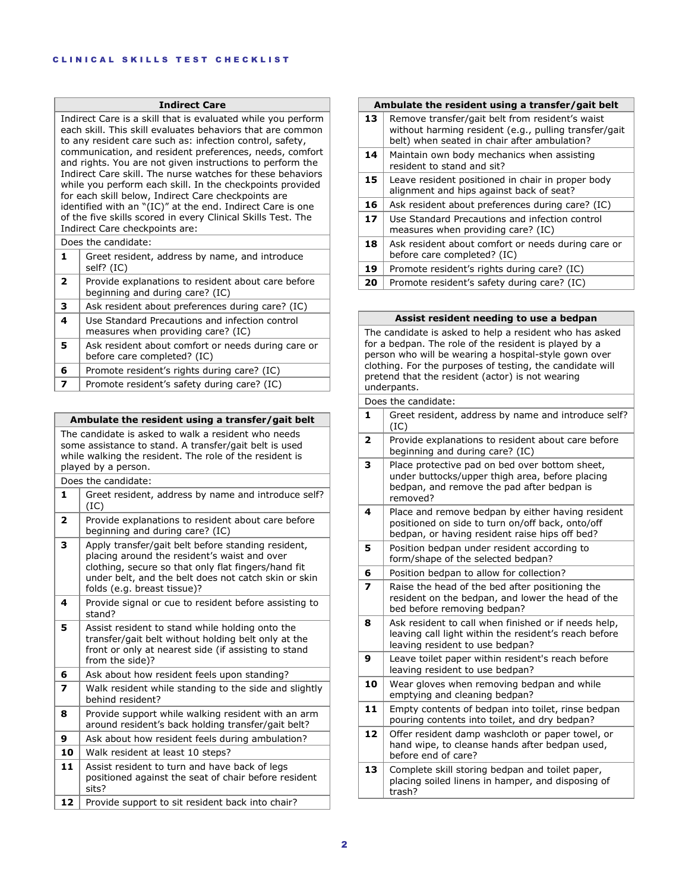# CLINICAL SKILLS TEST CHECKLIST

## Indirect Care

Indirect Care is a skill that is evaluated while you perform each skill. This skill evaluates behaviors that are common to any resident care such as: infection control, safety, communication, and resident preferences, needs, comfort and rights. You are not given instructions to perform the Indirect Care skill. The nurse watches for these behaviors while you perform each skill. In the checkpoints provided for each skill below, Indirect Care checkpoints are identified with an "(IC)" at the end. Indirect Care is one of the five skills scored in every Clinical Skills Test. The Indirect Care checkpoints are:

Does the candidate:

| # | Checkpoint |
|---|---|
| 1 | Greet resident, address by name, and introduce self? (IC) |
| 2 | Provide explanations to resident about care before beginning and during care? (IC) |
| 3 | Ask resident about preferences during care? (IC) |
| 4 | Use Standard Precautions and infection control measures when providing care? (IC) |
| 5 | Ask resident about comfort or needs during care or before care completed? (IC) |
| 6 | Promote resident's rights during care? (IC) |
| 7 | Promote resident's safety during care? (IC) |

## Ambulate the resident using a transfer/gait belt

The candidate is asked to walk a resident who needs some assistance to stand. A transfer/gait belt is used while walking the resident. The role of the resident is played by a person.

Does the candidate:

| # | Checkpoint |
|---|---|
| 1 | Greet resident, address by name and introduce self? (IC) |
| 2 | Provide explanations to resident about care before beginning and during care? (IC) |
| 3 | Apply transfer/gait belt before standing resident, placing around the resident's waist and over clothing, secure so that only flat fingers/hand fit under belt, and the belt does not catch skin or skin folds (e.g. breast tissue)? |
| 4 | Provide signal or cue to resident before assisting to stand? |
| 5 | Assist resident to stand while holding onto the transfer/gait belt without holding belt only at the front or only at nearest side (if assisting to stand from the side)? |
| 6 | Ask about how resident feels upon standing? |
| 7 | Walk resident while standing to the side and slightly behind resident? |
| 8 | Provide support while walking resident with an arm around resident's back holding transfer/gait belt? |
| 9 | Ask about how resident feels during ambulation? |
| 10 | Walk resident at least 10 steps? |
| 11 | Assist resident to turn and have back of legs positioned against the seat of chair before resident sits? |
| 12 | Provide support to sit resident back into chair? |
| 13 | Remove transfer/gait belt from resident's waist without harming resident (e.g., pulling transfer/gait belt) when seated in chair after ambulation? |
| 14 | Maintain own body mechanics when assisting resident to stand and sit? |
| 15 | Leave resident positioned in chair in proper body alignment and hips against back of seat? |
| 16 | Ask resident about preferences during care? (IC) |
| 17 | Use Standard Precautions and infection control measures when providing care? (IC) |
| 18 | Ask resident about comfort or needs during care or before care completed? (IC) |
| 19 | Promote resident's rights during care? (IC) |
| 20 | Promote resident's safety during care? (IC) |

## Assist resident needing to use a bedpan

The candidate is asked to help a resident who has asked for a bedpan. The role of the resident is played by a person who will be wearing a hospital-style gown over clothing. For the purposes of testing, the candidate will pretend that the resident (actor) is not wearing underpants.

Does the candidate:

| # | Checkpoint |
|---|---|
| 1 | Greet resident, address by name and introduce self? (IC) |
| 2 | Provide explanations to resident about care before beginning and during care? (IC) |
| 3 | Place protective pad on bed over bottom sheet, under buttocks/upper thigh area, before placing bedpan, and remove the pad after bedpan is removed? |
| 4 | Place and remove bedpan by either having resident positioned on side to turn on/off back, onto/off bedpan, or having resident raise hips off bed? |
| 5 | Position bedpan under resident according to form/shape of the selected bedpan? |
| 6 | Position bedpan to allow for collection? |
| 7 | Raise the head of the bed after positioning the resident on the bedpan, and lower the head of the bed before removing bedpan? |
| 8 | Ask resident to call when finished or if needs help, leaving call light within the resident's reach before leaving resident to use bedpan? |
| 9 | Leave toilet paper within resident's reach before leaving resident to use bedpan? |
| 10 | Wear gloves when removing bedpan and while emptying and cleaning bedpan? |
| 11 | Empty contents of bedpan into toilet, rinse bedpan pouring contents into toilet, and dry bedpan? |
| 12 | Offer resident damp washcloth or paper towel, or hand wipe, to cleanse hands after bedpan used, before end of care? |
| 13 | Complete skill storing bedpan and toilet paper, placing soiled linens in hamper, and disposing of trash? |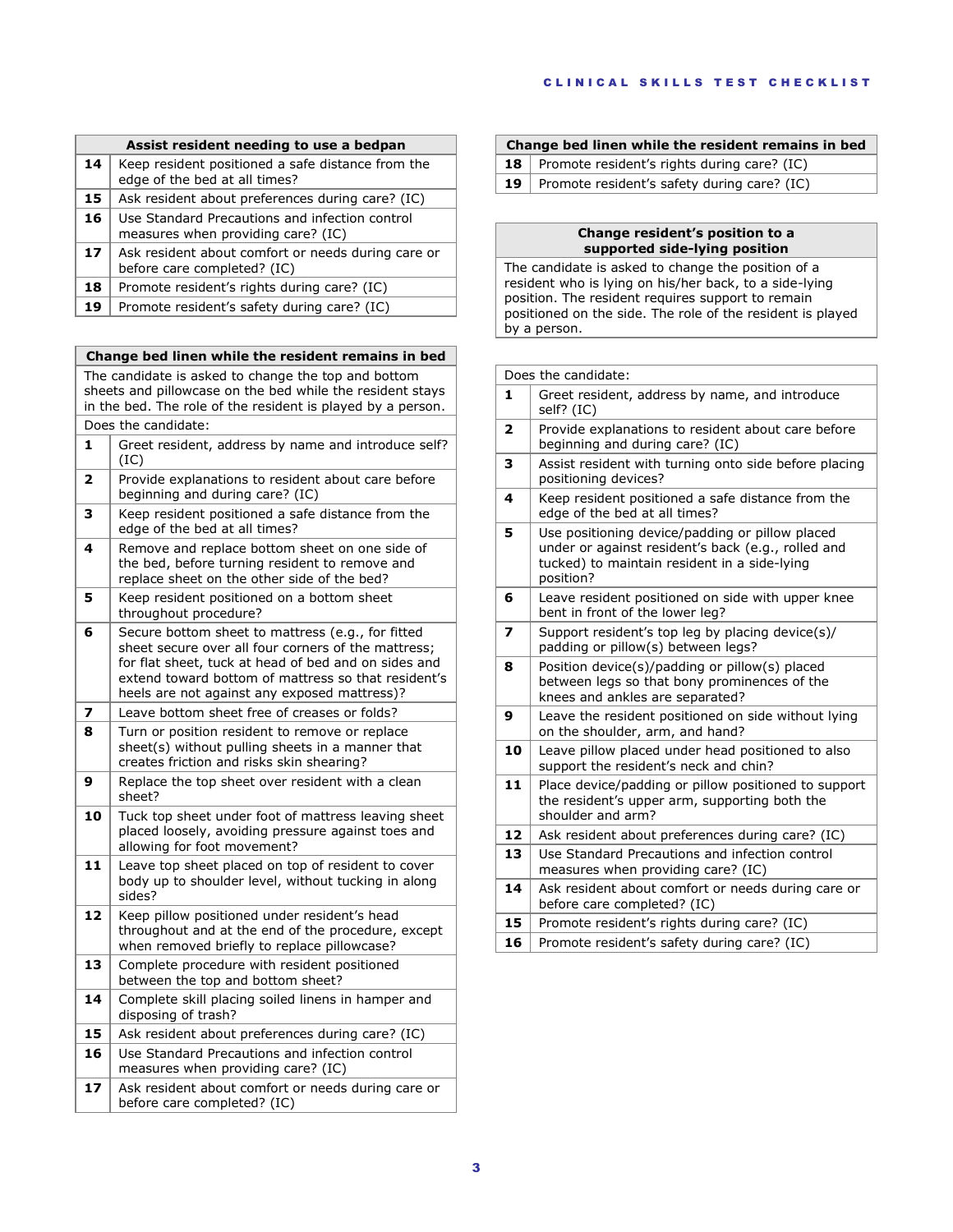| Assist resident needing to use a bedpan | |
|---|---|
| **14** | Keep resident positioned a safe distance from the edge of the bed at all times? |
| **15** | Ask resident about preferences during care? (IC) |
| **16** | Use Standard Precautions and infection control measures when providing care? (IC) |
| **17** | Ask resident about comfort or needs during care or before care completed? (IC) |
| **18** | Promote resident's rights during care? (IC) |
| **19** | Promote resident's safety during care? (IC) |

| Change bed linen while the resident remains in bed | |
|---|---|
| The candidate is asked to change the top and bottom sheets and pillowcase on the bed while the resident stays in the bed. The role of the resident is played by a person. | |
| Does the candidate: | |
| **1** | Greet resident, address by name and introduce self? (IC) |
| **2** | Provide explanations to resident about care before beginning and during care? (IC) |
| **3** | Keep resident positioned a safe distance from the edge of the bed at all times? |
| **4** | Remove and replace bottom sheet on one side of the bed, before turning resident to remove and replace sheet on the other side of the bed? |
| **5** | Keep resident positioned on a bottom sheet throughout procedure? |
| **6** | Secure bottom sheet to mattress (e.g., for fitted sheet secure over all four corners of the mattress; for flat sheet, tuck at head of bed and on sides and extend toward bottom of mattress so that resident's heels are not against any exposed mattress)? |
| **7** | Leave bottom sheet free of creases or folds? |
| **8** | Turn or position resident to remove or replace sheet(s) without pulling sheets in a manner that creates friction and risks skin shearing? |
| **9** | Replace the top sheet over resident with a clean sheet? |
| **10** | Tuck top sheet under foot of mattress leaving sheet placed loosely, avoiding pressure against toes and allowing for foot movement? |
| **11** | Leave top sheet placed on top of resident to cover body up to shoulder level, without tucking in along sides? |
| **12** | Keep pillow positioned under resident's head throughout and at the end of the procedure, except when removed briefly to replace pillowcase? |
| **13** | Complete procedure with resident positioned between the top and bottom sheet? |
| **14** | Complete skill placing soiled linens in hamper and disposing of trash? |
| **15** | Ask resident about preferences during care? (IC) |
| **16** | Use Standard Precautions and infection control measures when providing care? (IC) |
| **17** | Ask resident about comfort or needs during care or before care completed? (IC) |
| **18** | Promote resident's rights during care? (IC) |
| **19** | Promote resident's safety during care? (IC) |

| Change resident's position to a supported side-lying position | |
|---|---|
| The candidate is asked to change the position of a resident who is lying on his/her back, to a side-lying position. The resident requires support to remain positioned on the side. The role of the resident is played by a person. | |
| Does the candidate: | |
| **1** | Greet resident, address by name, and introduce self? (IC) |
| **2** | Provide explanations to resident about care before beginning and during care? (IC) |
| **3** | Assist resident with turning onto side before placing positioning devices? |
| **4** | Keep resident positioned a safe distance from the edge of the bed at all times? |
| **5** | Use positioning device/padding or pillow placed under or against resident's back (e.g., rolled and tucked) to maintain resident in a side-lying position? |
| **6** | Leave resident positioned on side with upper knee bent in front of the lower leg? |
| **7** | Support resident's top leg by placing device(s)/ padding or pillow(s) between legs? |
| **8** | Position device(s)/padding or pillow(s) placed between legs so that bony prominences of the knees and ankles are separated? |
| **9** | Leave the resident positioned on side without lying on the shoulder, arm, and hand? |
| **10** | Leave pillow placed under head positioned to also support the resident's neck and chin? |
| **11** | Place device/padding or pillow positioned to support the resident's upper arm, supporting both the shoulder and arm? |
| **12** | Ask resident about preferences during care? (IC) |
| **13** | Use Standard Precautions and infection control measures when providing care? (IC) |
| **14** | Ask resident about comfort or needs during care or before care completed? (IC) |
| **15** | Promote resident's rights during care? (IC) |
| **16** | Promote resident's safety during care? (IC) |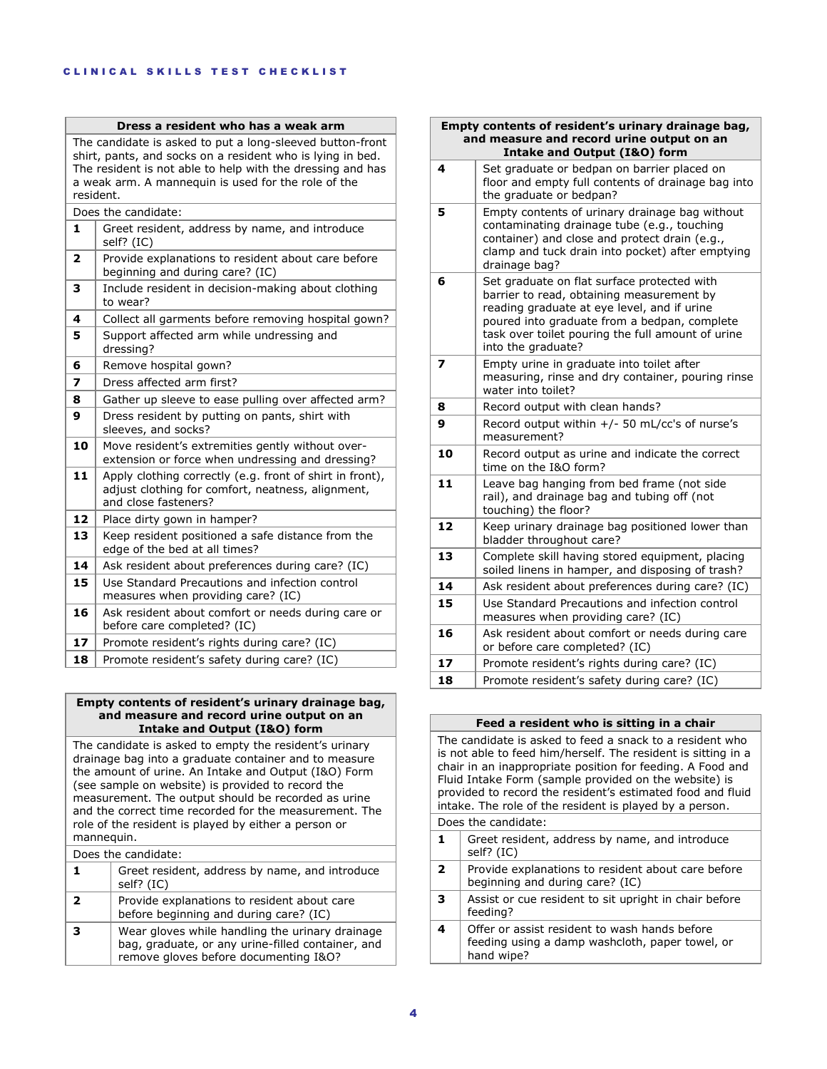| Dress a resident who has a weak arm | |
|---|---|
| The candidate is asked to put a long-sleeved button-front shirt, pants, and socks on a resident who is lying in bed. The resident is not able to help with the dressing and has a weak arm. A mannequin is used for the role of the resident. | |
| Does the candidate: | |
| **1** | Greet resident, address by name, and introduce self? (IC) |
| **2** | Provide explanations to resident about care before beginning and during care? (IC) |
| **3** | Include resident in decision-making about clothing to wear? |
| **4** | Collect all garments before removing hospital gown? |
| **5** | Support affected arm while undressing and dressing? |
| **6** | Remove hospital gown? |
| **7** | Dress affected arm first? |
| **8** | Gather up sleeve to ease pulling over affected arm? |
| **9** | Dress resident by putting on pants, shirt with sleeves, and socks? |
| **10** | Move resident's extremities gently without over-extension or force when undressing and dressing? |
| **11** | Apply clothing correctly (e.g. front of shirt in front), adjust clothing for comfort, neatness, alignment, and close fasteners? |
| **12** | Place dirty gown in hamper? |
| **13** | Keep resident positioned a safe distance from the edge of the bed at all times? |
| **14** | Ask resident about preferences during care? (IC) |
| **15** | Use Standard Precautions and infection control measures when providing care? (IC) |
| **16** | Ask resident about comfort or needs during care or before care completed? (IC) |
| **17** | Promote resident's rights during care? (IC) |
| **18** | Promote resident's safety during care? (IC) |

| Empty contents of resident's urinary drainage bag, and measure and record urine output on an Intake and Output (I&O) form | |
|---|---|
| The candidate is asked to empty the resident's urinary drainage bag into a graduate container and to measure the amount of urine. An Intake and Output (I&O) Form (see sample on website) is provided to record the measurement. The output should be recorded as urine and the correct time recorded for the measurement. The role of the resident is played by either a person or mannequin. | |
| Does the candidate: | |
| **1** | Greet resident, address by name, and introduce self? (IC) |
| **2** | Provide explanations to resident about care before beginning and during care? (IC) |
| **3** | Wear gloves while handling the urinary drainage bag, graduate, or any urine-filled container, and remove gloves before documenting I&O? |
| **4** | Set graduate or bedpan on barrier placed on floor and empty full contents of drainage bag into the graduate or bedpan? |
| **5** | Empty contents of urinary drainage bag without contaminating drainage tube (e.g., touching container) and close and protect drain (e.g., clamp and tuck drain into pocket) after emptying drainage bag? |
| **6** | Set graduate on flat surface protected with barrier to read, obtaining measurement by reading graduate at eye level, and if urine poured into graduate from a bedpan, complete task over toilet pouring the full amount of urine into the graduate? |
| **7** | Empty urine in graduate into toilet after measuring, rinse and dry container, pouring rinse water into toilet? |
| **8** | Record output with clean hands? |
| **9** | Record output within +/- 50 mL/cc's of nurse's measurement? |
| **10** | Record output as urine and indicate the correct time on the I&O form? |
| **11** | Leave bag hanging from bed frame (not side rail), and drainage bag and tubing off (not touching) the floor? |
| **12** | Keep urinary drainage bag positioned lower than bladder throughout care? |
| **13** | Complete skill having stored equipment, placing soiled linens in hamper, and disposing of trash? |
| **14** | Ask resident about preferences during care? (IC) |
| **15** | Use Standard Precautions and infection control measures when providing care? (IC) |
| **16** | Ask resident about comfort or needs during care or before care completed? (IC) |
| **17** | Promote resident's rights during care? (IC) |
| **18** | Promote resident's safety during care? (IC) |

| Feed a resident who is sitting in a chair | |
|---|---|
| The candidate is asked to feed a snack to a resident who is not able to feed him/herself. The resident is sitting in a chair in an inappropriate position for feeding. A Food and Fluid Intake Form (sample provided on the website) is provided to record the resident's estimated food and fluid intake. The role of the resident is played by a person. | |
| Does the candidate: | |
| **1** | Greet resident, address by name, and introduce self? (IC) |
| **2** | Provide explanations to resident about care before beginning and during care? (IC) |
| **3** | Assist or cue resident to sit upright in chair before feeding? |
| **4** | Offer or assist resident to wash hands before feeding using a damp washcloth, paper towel, or hand wipe? |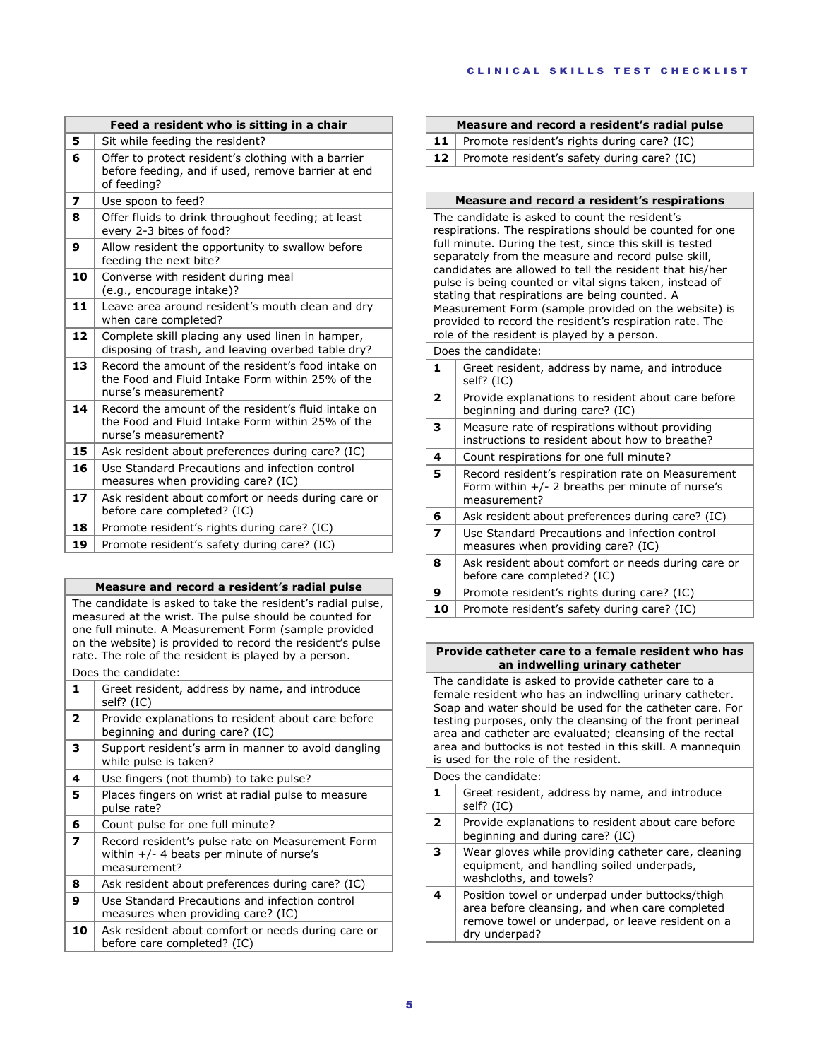| Feed a resident who is sitting in a chair | |
|---|---|
| 5 | Sit while feeding the resident? |
| 6 | Offer to protect resident's clothing with a barrier before feeding, and if used, remove barrier at end of feeding? |
| 7 | Use spoon to feed? |
| 8 | Offer fluids to drink throughout feeding; at least every 2-3 bites of food? |
| 9 | Allow resident the opportunity to swallow before feeding the next bite? |
| 10 | Converse with resident during meal (e.g., encourage intake)? |
| 11 | Leave area around resident's mouth clean and dry when care completed? |
| 12 | Complete skill placing any used linen in hamper, disposing of trash, and leaving overbed table dry? |
| 13 | Record the amount of the resident's food intake on the Food and Fluid Intake Form within 25% of the nurse's measurement? |
| 14 | Record the amount of the resident's fluid intake on the Food and Fluid Intake Form within 25% of the nurse's measurement? |
| 15 | Ask resident about preferences during care? (IC) |
| 16 | Use Standard Precautions and infection control measures when providing care? (IC) |
| 17 | Ask resident about comfort or needs during care or before care completed? (IC) |
| 18 | Promote resident's rights during care? (IC) |
| 19 | Promote resident's safety during care? (IC) |

| Measure and record a resident's radial pulse | |
|---|---|
| The candidate is asked to take the resident's radial pulse, measured at the wrist. The pulse should be counted for one full minute. A Measurement Form (sample provided on the website) is provided to record the resident's pulse rate. The role of the resident is played by a person. | |
| Does the candidate: | |
| 1 | Greet resident, address by name, and introduce self? (IC) |
| 2 | Provide explanations to resident about care before beginning and during care? (IC) |
| 3 | Support resident's arm in manner to avoid dangling while pulse is taken? |
| 4 | Use fingers (not thumb) to take pulse? |
| 5 | Places fingers on wrist at radial pulse to measure pulse rate? |
| 6 | Count pulse for one full minute? |
| 7 | Record resident's pulse rate on Measurement Form within +/- 4 beats per minute of nurse's measurement? |
| 8 | Ask resident about preferences during care? (IC) |
| 9 | Use Standard Precautions and infection control measures when providing care? (IC) |
| 10 | Ask resident about comfort or needs during care or before care completed? (IC) |
| 11 | Promote resident's rights during care? (IC) |
| 12 | Promote resident's safety during care? (IC) |

| Measure and record a resident's respirations | |
|---|---|
| The candidate is asked to count the resident's respirations. The respirations should be counted for one full minute. During the test, since this skill is tested separately from the measure and record pulse skill, candidates are allowed to tell the resident that his/her pulse is being counted or vital signs taken, instead of stating that respirations are being counted. A Measurement Form (sample provided on the website) is provided to record the resident's respiration rate. The role of the resident is played by a person. | |
| Does the candidate: | |
| 1 | Greet resident, address by name, and introduce self? (IC) |
| 2 | Provide explanations to resident about care before beginning and during care? (IC) |
| 3 | Measure rate of respirations without providing instructions to resident about how to breathe? |
| 4 | Count respirations for one full minute? |
| 5 | Record resident's respiration rate on Measurement Form within +/- 2 breaths per minute of nurse's measurement? |
| 6 | Ask resident about preferences during care? (IC) |
| 7 | Use Standard Precautions and infection control measures when providing care? (IC) |
| 8 | Ask resident about comfort or needs during care or before care completed? (IC) |
| 9 | Promote resident's rights during care? (IC) |
| 10 | Promote resident's safety during care? (IC) |

| Provide catheter care to a female resident who has an indwelling urinary catheter | |
|---|---|
| The candidate is asked to provide catheter care to a female resident who has an indwelling urinary catheter. Soap and water should be used for the catheter care. For testing purposes, only the cleansing of the front perineal area and catheter are evaluated; cleansing of the rectal area and buttocks is not tested in this skill. A mannequin is used for the role of the resident. | |
| Does the candidate: | |
| 1 | Greet resident, address by name, and introduce self? (IC) |
| 2 | Provide explanations to resident about care before beginning and during care? (IC) |
| 3 | Wear gloves while providing catheter care, cleaning equipment, and handling soiled underpads, washcloths, and towels? |
| 4 | Position towel or underpad under buttocks/thigh area before cleansing, and when care completed remove towel or underpad, or leave resident on a dry underpad? |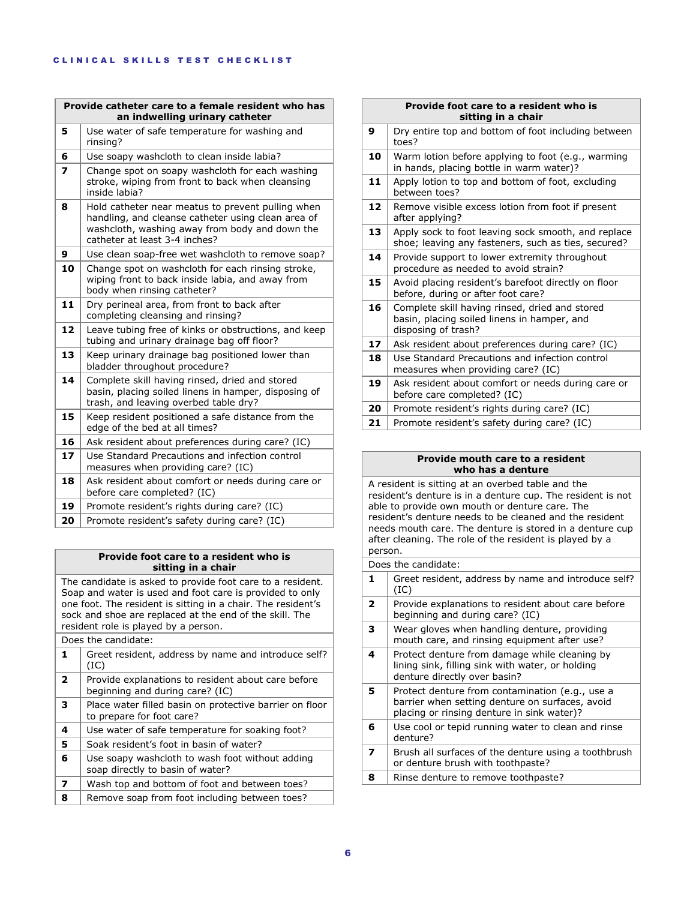| Provide catheter care to a female resident who has an indwelling urinary catheter | |
|---|---|
| 5 | Use water of safe temperature for washing and rinsing? |
| 6 | Use soapy washcloth to clean inside labia? |
| 7 | Change spot on soapy washcloth for each washing stroke, wiping from front to back when cleansing inside labia? |
| 8 | Hold catheter near meatus to prevent pulling when handling, and cleanse catheter using clean area of washcloth, washing away from body and down the catheter at least 3-4 inches? |
| 9 | Use clean soap-free wet washcloth to remove soap? |
| 10 | Change spot on washcloth for each rinsing stroke, wiping front to back inside labia, and away from body when rinsing catheter? |
| 11 | Dry perineal area, from front to back after completing cleansing and rinsing? |
| 12 | Leave tubing free of kinks or obstructions, and keep tubing and urinary drainage bag off floor? |
| 13 | Keep urinary drainage bag positioned lower than bladder throughout procedure? |
| 14 | Complete skill having rinsed, dried and stored basin, placing soiled linens in hamper, disposing of trash, and leaving overbed table dry? |
| 15 | Keep resident positioned a safe distance from the edge of the bed at all times? |
| 16 | Ask resident about preferences during care? (IC) |
| 17 | Use Standard Precautions and infection control measures when providing care? (IC) |
| 18 | Ask resident about comfort or needs during care or before care completed? (IC) |
| 19 | Promote resident's rights during care? (IC) |
| 20 | Promote resident's safety during care? (IC) |

| Provide foot care to a resident who is sitting in a chair | |
|---|---|
| The candidate is asked to provide foot care to a resident. Soap and water is used and foot care is provided to only one foot. The resident is sitting in a chair. The resident's sock and shoe are replaced at the end of the skill. The resident role is played by a person. | |
| Does the candidate: | |
| 1 | Greet resident, address by name and introduce self? (IC) |
| 2 | Provide explanations to resident about care before beginning and during care? (IC) |
| 3 | Place water filled basin on protective barrier on floor to prepare for foot care? |
| 4 | Use water of safe temperature for soaking foot? |
| 5 | Soak resident's foot in basin of water? |
| 6 | Use soapy washcloth to wash foot without adding soap directly to basin of water? |
| 7 | Wash top and bottom of foot and between toes? |
| 8 | Remove soap from foot including between toes? |
| 9 | Dry entire top and bottom of foot including between toes? |
| 10 | Warm lotion before applying to foot (e.g., warming in hands, placing bottle in warm water)? |
| 11 | Apply lotion to top and bottom of foot, excluding between toes? |
| 12 | Remove visible excess lotion from foot if present after applying? |
| 13 | Apply sock to foot leaving sock smooth, and replace shoe; leaving any fasteners, such as ties, secured? |
| 14 | Provide support to lower extremity throughout procedure as needed to avoid strain? |
| 15 | Avoid placing resident's barefoot directly on floor before, during or after foot care? |
| 16 | Complete skill having rinsed, dried and stored basin, placing soiled linens in hamper, and disposing of trash? |
| 17 | Ask resident about preferences during care? (IC) |
| 18 | Use Standard Precautions and infection control measures when providing care? (IC) |
| 19 | Ask resident about comfort or needs during care or before care completed? (IC) |
| 20 | Promote resident's rights during care? (IC) |
| 21 | Promote resident's safety during care? (IC) |

| Provide mouth care to a resident who has a denture | |
|---|---|
| A resident is sitting at an overbed table and the resident's denture is in a denture cup. The resident is not able to provide own mouth or denture care. The resident's denture needs to be cleaned and the resident needs mouth care. The denture is stored in a denture cup after cleaning. The role of the resident is played by a person. | |
| Does the candidate: | |
| 1 | Greet resident, address by name and introduce self? (IC) |
| 2 | Provide explanations to resident about care before beginning and during care? (IC) |
| 3 | Wear gloves when handling denture, providing mouth care, and rinsing equipment after use? |
| 4 | Protect denture from damage while cleaning by lining sink, filling sink with water, or holding denture directly over basin? |
| 5 | Protect denture from contamination (e.g., use a barrier when setting denture on surfaces, avoid placing or rinsing denture in sink water)? |
| 6 | Use cool or tepid running water to clean and rinse denture? |
| 7 | Brush all surfaces of the denture using a toothbrush or denture brush with toothpaste? |
| 8 | Rinse denture to remove toothpaste? |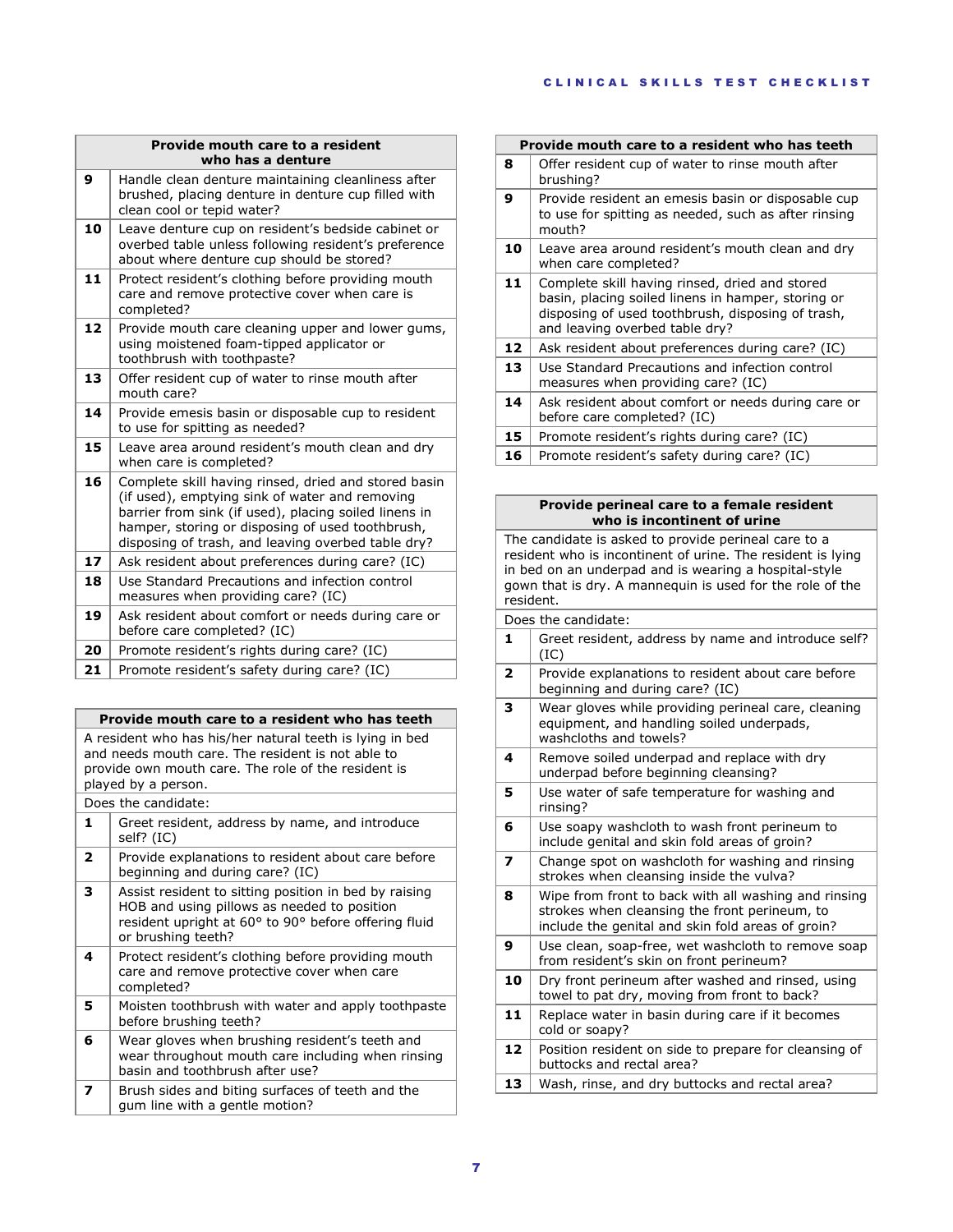| Provide mouth care to a resident who has a denture | |
|---|---|
| **9** | Handle clean denture maintaining cleanliness after brushed, placing denture in denture cup filled with clean cool or tepid water? |
| **10** | Leave denture cup on resident's bedside cabinet or overbed table unless following resident's preference about where denture cup should be stored? |
| **11** | Protect resident's clothing before providing mouth care and remove protective cover when care is completed? |
| **12** | Provide mouth care cleaning upper and lower gums, using moistened foam-tipped applicator or toothbrush with toothpaste? |
| **13** | Offer resident cup of water to rinse mouth after mouth care? |
| **14** | Provide emesis basin or disposable cup to resident to use for spitting as needed? |
| **15** | Leave area around resident's mouth clean and dry when care is completed? |
| **16** | Complete skill having rinsed, dried and stored basin (if used), emptying sink of water and removing barrier from sink (if used), placing soiled linens in hamper, storing or disposing of used toothbrush, disposing of trash, and leaving overbed table dry? |
| **17** | Ask resident about preferences during care? (IC) |
| **18** | Use Standard Precautions and infection control measures when providing care? (IC) |
| **19** | Ask resident about comfort or needs during care or before care completed? (IC) |
| **20** | Promote resident's rights during care? (IC) |
| **21** | Promote resident's safety during care? (IC) |

| Provide mouth care to a resident who has teeth | |
|---|---|
| A resident who has his/her natural teeth is lying in bed and needs mouth care. The resident is not able to provide own mouth care. The role of the resident is played by a person. | |
| Does the candidate: | |
| **1** | Greet resident, address by name, and introduce self? (IC) |
| **2** | Provide explanations to resident about care before beginning and during care? (IC) |
| **3** | Assist resident to sitting position in bed by raising HOB and using pillows as needed to position resident upright at 60° to 90° before offering fluid or brushing teeth? |
| **4** | Protect resident's clothing before providing mouth care and remove protective cover when care completed? |
| **5** | Moisten toothbrush with water and apply toothpaste before brushing teeth? |
| **6** | Wear gloves when brushing resident's teeth and wear throughout mouth care including when rinsing basin and toothbrush after use? |
| **7** | Brush sides and biting surfaces of teeth and the gum line with a gentle motion? |
| **8** | Offer resident cup of water to rinse mouth after brushing? |
| **9** | Provide resident an emesis basin or disposable cup to use for spitting as needed, such as after rinsing mouth? |
| **10** | Leave area around resident's mouth clean and dry when care completed? |
| **11** | Complete skill having rinsed, dried and stored basin, placing soiled linens in hamper, storing or disposing of used toothbrush, disposing of trash, and leaving overbed table dry? |
| **12** | Ask resident about preferences during care? (IC) |
| **13** | Use Standard Precautions and infection control measures when providing care? (IC) |
| **14** | Ask resident about comfort or needs during care or before care completed? (IC) |
| **15** | Promote resident's rights during care? (IC) |
| **16** | Promote resident's safety during care? (IC) |

| Provide perineal care to a female resident who is incontinent of urine | |
|---|---|
| The candidate is asked to provide perineal care to a resident who is incontinent of urine. The resident is lying in bed on an underpad and is wearing a hospital-style gown that is dry. A mannequin is used for the role of the resident. | |
| Does the candidate: | |
| **1** | Greet resident, address by name and introduce self? (IC) |
| **2** | Provide explanations to resident about care before beginning and during care? (IC) |
| **3** | Wear gloves while providing perineal care, cleaning equipment, and handling soiled underpads, washcloths and towels? |
| **4** | Remove soiled underpad and replace with dry underpad before beginning cleansing? |
| **5** | Use water of safe temperature for washing and rinsing? |
| **6** | Use soapy washcloth to wash front perineum to include genital and skin fold areas of groin? |
| **7** | Change spot on washcloth for washing and rinsing strokes when cleansing inside the vulva? |
| **8** | Wipe from front to back with all washing and rinsing strokes when cleansing the front perineum, to include the genital and skin fold areas of groin? |
| **9** | Use clean, soap-free, wet washcloth to remove soap from resident's skin on front perineum? |
| **10** | Dry front perineum after washed and rinsed, using towel to pat dry, moving from front to back? |
| **11** | Replace water in basin during care if it becomes cold or soapy? |
| **12** | Position resident on side to prepare for cleansing of buttocks and rectal area? |
| **13** | Wash, rinse, and dry buttocks and rectal area? |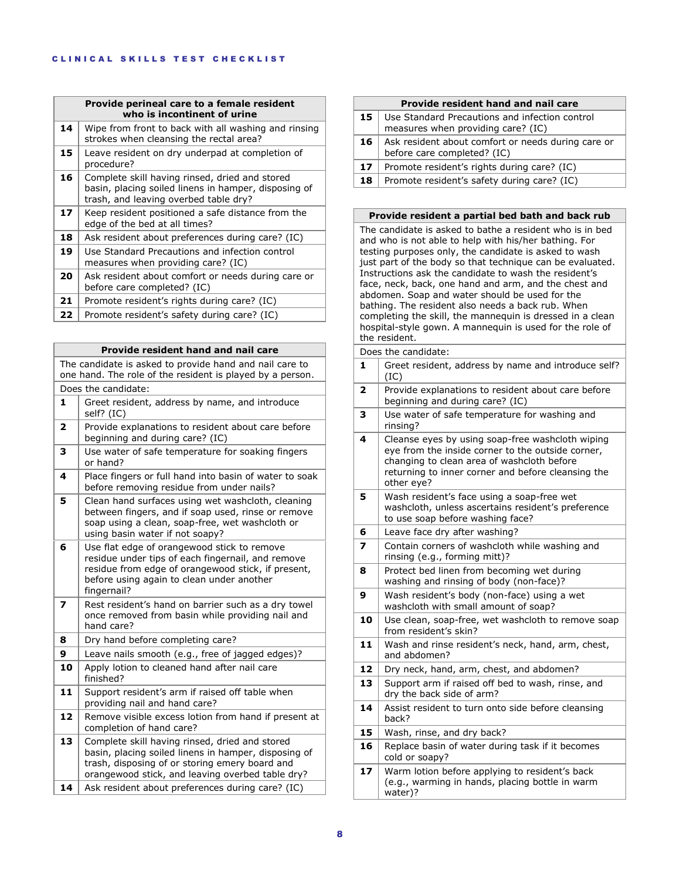| Provide perineal care to a female resident who is incontinent of urine | |
|---|---|
| 14 | Wipe from front to back with all washing and rinsing strokes when cleansing the rectal area? |
| 15 | Leave resident on dry underpad at completion of procedure? |
| 16 | Complete skill having rinsed, dried and stored basin, placing soiled linens in hamper, disposing of trash, and leaving overbed table dry? |
| 17 | Keep resident positioned a safe distance from the edge of the bed at all times? |
| 18 | Ask resident about preferences during care? (IC) |
| 19 | Use Standard Precautions and infection control measures when providing care? (IC) |
| 20 | Ask resident about comfort or needs during care or before care completed? (IC) |
| 21 | Promote resident's rights during care? (IC) |
| 22 | Promote resident's safety during care? (IC) |

| Provide resident hand and nail care | |
|---|---|
| The candidate is asked to provide hand and nail care to one hand. The role of the resident is played by a person. | |
| Does the candidate: | |
| 1 | Greet resident, address by name, and introduce self? (IC) |
| 2 | Provide explanations to resident about care before beginning and during care? (IC) |
| 3 | Use water of safe temperature for soaking fingers or hand? |
| 4 | Place fingers or full hand into basin of water to soak before removing residue from under nails? |
| 5 | Clean hand surfaces using wet washcloth, cleaning between fingers, and if soap used, rinse or remove soap using a clean, soap-free, wet washcloth or using basin water if not soapy? |
| 6 | Use flat edge of orangewood stick to remove residue under tips of each fingernail, and remove residue from edge of orangewood stick, if present, before using again to clean under another fingernail? |
| 7 | Rest resident's hand on barrier such as a dry towel once removed from basin while providing nail and hand care? |
| 8 | Dry hand before completing care? |
| 9 | Leave nails smooth (e.g., free of jagged edges)? |
| 10 | Apply lotion to cleaned hand after nail care finished? |
| 11 | Support resident's arm if raised off table when providing nail and hand care? |
| 12 | Remove visible excess lotion from hand if present at completion of hand care? |
| 13 | Complete skill having rinsed, dried and stored basin, placing soiled linens in hamper, disposing of trash, disposing of or storing emery board and orangewood stick, and leaving overbed table dry? |
| 14 | Ask resident about preferences during care? (IC) |
| 15 | Use Standard Precautions and infection control measures when providing care? (IC) |
| 16 | Ask resident about comfort or needs during care or before care completed? (IC) |
| 17 | Promote resident's rights during care? (IC) |
| 18 | Promote resident's safety during care? (IC) |

| Provide resident a partial bed bath and back rub | |
|---|---|
| The candidate is asked to bathe a resident who is in bed and who is not able to help with his/her bathing. For testing purposes only, the candidate is asked to wash just part of the body so that technique can be evaluated. Instructions ask the candidate to wash the resident's face, neck, back, one hand and arm, and the chest and abdomen. Soap and water should be used for the bathing. The resident also needs a back rub. When completing the skill, the mannequin is dressed in a clean hospital-style gown. A mannequin is used for the role of the resident. | |
| Does the candidate: | |
| 1 | Greet resident, address by name and introduce self? (IC) |
| 2 | Provide explanations to resident about care before beginning and during care? (IC) |
| 3 | Use water of safe temperature for washing and rinsing? |
| 4 | Cleanse eyes by using soap-free washcloth wiping eye from the inside corner to the outside corner, changing to clean area of washcloth before returning to inner corner and before cleansing the other eye? |
| 5 | Wash resident's face using a soap-free wet washcloth, unless ascertains resident's preference to use soap before washing face? |
| 6 | Leave face dry after washing? |
| 7 | Contain corners of washcloth while washing and rinsing (e.g., forming mitt)? |
| 8 | Protect bed linen from becoming wet during washing and rinsing of body (non-face)? |
| 9 | Wash resident's body (non-face) using a wet washcloth with small amount of soap? |
| 10 | Use clean, soap-free, wet washcloth to remove soap from resident's skin? |
| 11 | Wash and rinse resident's neck, hand, arm, chest, and abdomen? |
| 12 | Dry neck, hand, arm, chest, and abdomen? |
| 13 | Support arm if raised off bed to wash, rinse, and dry the back side of arm? |
| 14 | Assist resident to turn onto side before cleansing back? |
| 15 | Wash, rinse, and dry back? |
| 16 | Replace basin of water during task if it becomes cold or soapy? |
| 17 | Warm lotion before applying to resident's back (e.g., warming in hands, placing bottle in warm water)? |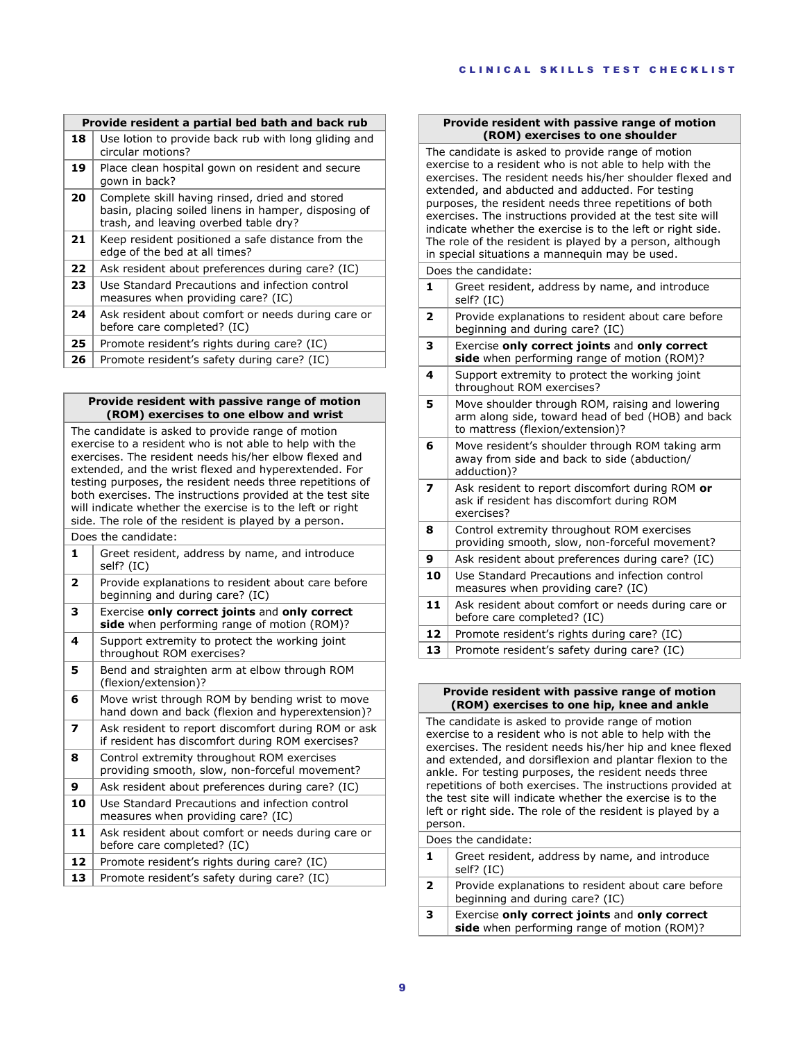| Provide resident a partial bed bath and back rub | |
|---|---|
| **18** | Use lotion to provide back rub with long gliding and circular motions? |
| **19** | Place clean hospital gown on resident and secure gown in back? |
| **20** | Complete skill having rinsed, dried and stored basin, placing soiled linens in hamper, disposing of trash, and leaving overbed table dry? |
| **21** | Keep resident positioned a safe distance from the edge of the bed at all times? |
| **22** | Ask resident about preferences during care? (IC) |
| **23** | Use Standard Precautions and infection control measures when providing care? (IC) |
| **24** | Ask resident about comfort or needs during care or before care completed? (IC) |
| **25** | Promote resident's rights during care? (IC) |
| **26** | Promote resident's safety during care? (IC) |

| Provide resident with passive range of motion (ROM) exercises to one elbow and wrist | |
|---|---|
| The candidate is asked to provide range of motion exercise to a resident who is not able to help with the exercises. The resident needs his/her elbow flexed and extended, and the wrist flexed and hyperextended. For testing purposes, the resident needs three repetitions of both exercises. The instructions provided at the test site will indicate whether the exercise is to the left or right side. The role of the resident is played by a person. | |
| Does the candidate: | |
| **1** | Greet resident, address by name, and introduce self? (IC) |
| **2** | Provide explanations to resident about care before beginning and during care? (IC) |
| **3** | Exercise **only correct joints** and **only correct side** when performing range of motion (ROM)? |
| **4** | Support extremity to protect the working joint throughout ROM exercises? |
| **5** | Bend and straighten arm at elbow through ROM (flexion/extension)? |
| **6** | Move wrist through ROM by bending wrist to move hand down and back (flexion and hyperextension)? |
| **7** | Ask resident to report discomfort during ROM or ask if resident has discomfort during ROM exercises? |
| **8** | Control extremity throughout ROM exercises providing smooth, slow, non-forceful movement? |
| **9** | Ask resident about preferences during care? (IC) |
| **10** | Use Standard Precautions and infection control measures when providing care? (IC) |
| **11** | Ask resident about comfort or needs during care or before care completed? (IC) |
| **12** | Promote resident's rights during care? (IC) |
| **13** | Promote resident's safety during care? (IC) |

| Provide resident with passive range of motion (ROM) exercises to one shoulder | |
|---|---|
| The candidate is asked to provide range of motion exercise to a resident who is not able to help with the exercises. The resident needs his/her shoulder flexed and extended, and abducted and adducted. For testing purposes, the resident needs three repetitions of both exercises. The instructions provided at the test site will indicate whether the exercise is to the left or right side. The role of the resident is played by a person, although in special situations a mannequin may be used. | |
| Does the candidate: | |
| **1** | Greet resident, address by name, and introduce self? (IC) |
| **2** | Provide explanations to resident about care before beginning and during care? (IC) |
| **3** | Exercise **only correct joints** and **only correct side** when performing range of motion (ROM)? |
| **4** | Support extremity to protect the working joint throughout ROM exercises? |
| **5** | Move shoulder through ROM, raising and lowering arm along side, toward head of bed (HOB) and back to mattress (flexion/extension)? |
| **6** | Move resident's shoulder through ROM taking arm away from side and back to side (abduction/ adduction)? |
| **7** | Ask resident to report discomfort during ROM **or** ask if resident has discomfort during ROM exercises? |
| **8** | Control extremity throughout ROM exercises providing smooth, slow, non-forceful movement? |
| **9** | Ask resident about preferences during care? (IC) |
| **10** | Use Standard Precautions and infection control measures when providing care? (IC) |
| **11** | Ask resident about comfort or needs during care or before care completed? (IC) |
| **12** | Promote resident's rights during care? (IC) |
| **13** | Promote resident's safety during care? (IC) |

| Provide resident with passive range of motion (ROM) exercises to one hip, knee and ankle | |
|---|---|
| The candidate is asked to provide range of motion exercise to a resident who is not able to help with the exercises. The resident needs his/her hip and knee flexed and extended, and dorsiflexion and plantar flexion to the ankle. For testing purposes, the resident needs three repetitions of both exercises. The instructions provided at the test site will indicate whether the exercise is to the left or right side. The role of the resident is played by a person. | |
| Does the candidate: | |
| **1** | Greet resident, address by name, and introduce self? (IC) |
| **2** | Provide explanations to resident about care before beginning and during care? (IC) |
| **3** | Exercise **only correct joints** and **only correct side** when performing range of motion (ROM)? |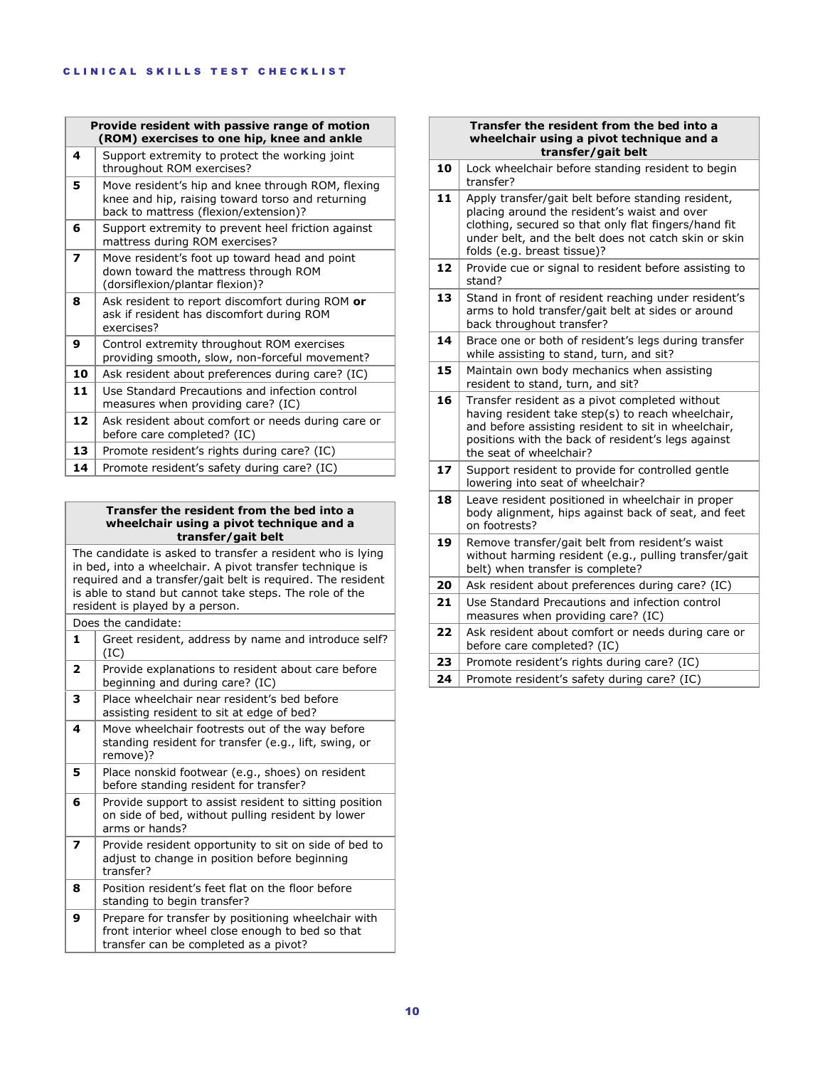| Provide resident with passive range of motion (ROM) exercises to one hip, knee and ankle | |
|---|---|
| 4 | Support extremity to protect the working joint throughout ROM exercises? |
| 5 | Move resident's hip and knee through ROM, flexing knee and hip, raising toward torso and returning back to mattress (flexion/extension)? |
| 6 | Support extremity to prevent heel friction against mattress during ROM exercises? |
| 7 | Move resident's foot up toward head and point down toward the mattress through ROM (dorsiflexion/plantar flexion)? |
| 8 | Ask resident to report discomfort during ROM **or** ask if resident has discomfort during ROM exercises? |
| 9 | Control extremity throughout ROM exercises providing smooth, slow, non-forceful movement? |
| 10 | Ask resident about preferences during care? (IC) |
| 11 | Use Standard Precautions and infection control measures when providing care? (IC) |
| 12 | Ask resident about comfort or needs during care or before care completed? (IC) |
| 13 | Promote resident's rights during care? (IC) |
| 14 | Promote resident's safety during care? (IC) |

| Transfer the resident from the bed into a wheelchair using a pivot technique and a transfer/gait belt | |
|---|---|
| The candidate is asked to transfer a resident who is lying in bed, into a wheelchair. A pivot transfer technique is required and a transfer/gait belt is required. The resident is able to stand but cannot take steps. The role of the resident is played by a person. | |
| Does the candidate: | |
| 1 | Greet resident, address by name and introduce self? (IC) |
| 2 | Provide explanations to resident about care before beginning and during care? (IC) |
| 3 | Place wheelchair near resident's bed before assisting resident to sit at edge of bed? |
| 4 | Move wheelchair footrests out of the way before standing resident for transfer (e.g., lift, swing, or remove)? |
| 5 | Place nonskid footwear (e.g., shoes) on resident before standing resident for transfer? |
| 6 | Provide support to assist resident to sitting position on side of bed, without pulling resident by lower arms or hands? |
| 7 | Provide resident opportunity to sit on side of bed to adjust to change in position before beginning transfer? |
| 8 | Position resident's feet flat on the floor before standing to begin transfer? |
| 9 | Prepare for transfer by positioning wheelchair with front interior wheel close enough to bed so that transfer can be completed as a pivot? |
| 10 | Lock wheelchair before standing resident to begin transfer? |
| 11 | Apply transfer/gait belt before standing resident, placing around the resident's waist and over clothing, secured so that only flat fingers/hand fit under belt, and the belt does not catch skin or skin folds (e.g. breast tissue)? |
| 12 | Provide cue or signal to resident before assisting to stand? |
| 13 | Stand in front of resident reaching under resident's arms to hold transfer/gait belt at sides or around back throughout transfer? |
| 14 | Brace one or both of resident's legs during transfer while assisting to stand, turn, and sit? |
| 15 | Maintain own body mechanics when assisting resident to stand, turn, and sit? |
| 16 | Transfer resident as a pivot completed without having resident take step(s) to reach wheelchair, and before assisting resident to sit in wheelchair, positions with the back of resident's legs against the seat of wheelchair? |
| 17 | Support resident to provide for controlled gentle lowering into seat of wheelchair? |
| 18 | Leave resident positioned in wheelchair in proper body alignment, hips against back of seat, and feet on footrests? |
| 19 | Remove transfer/gait belt from resident's waist without harming resident (e.g., pulling transfer/gait belt) when transfer is complete? |
| 20 | Ask resident about preferences during care? (IC) |
| 21 | Use Standard Precautions and infection control measures when providing care? (IC) |
| 22 | Ask resident about comfort or needs during care or before care completed? (IC) |
| 23 | Promote resident's rights during care? (IC) |
| 24 | Promote resident's safety during care? (IC) |